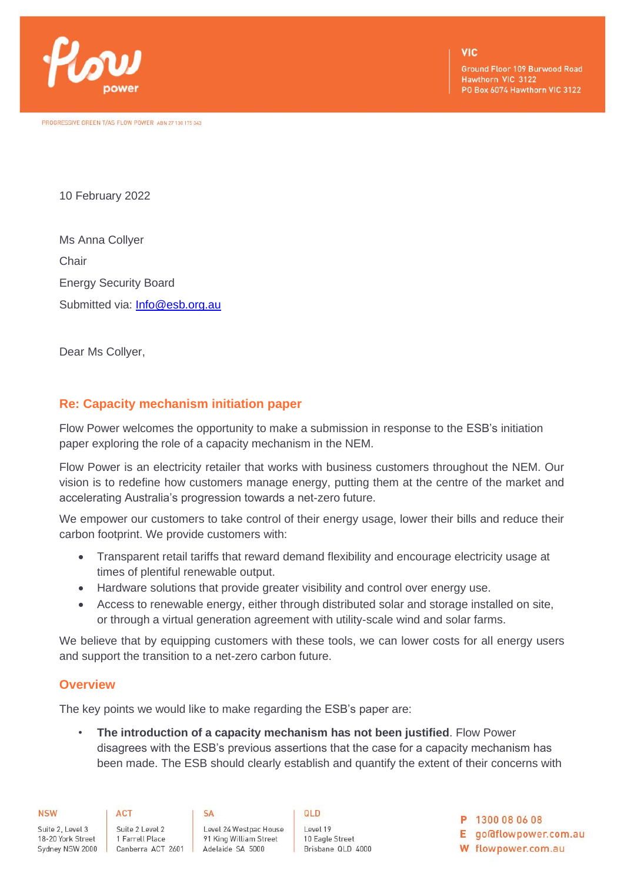PROGRESSIVE GREEN T/AS FLOW POWER ABN 27 130 175 343

VIC
Ground Floor 109 Burwood Road
Hawthorn VIC 3122
PO Box 6074 Hawthorn VIC 3122

10 February 2022

Ms Anna Collyer

Chair

Energy Security Board

Submitted via: Info@esb.org.au

Dear Ms Collyer,

## Re: Capacity mechanism initiation paper

Flow Power welcomes the opportunity to make a submission in response to the ESB's initiation paper exploring the role of a capacity mechanism in the NEM.

Flow Power is an electricity retailer that works with business customers throughout the NEM. Our vision is to redefine how customers manage energy, putting them at the centre of the market and accelerating Australia's progression towards a net-zero future.

We empower our customers to take control of their energy usage, lower their bills and reduce their carbon footprint. We provide customers with:

- Transparent retail tariffs that reward demand flexibility and encourage electricity usage at times of plentiful renewable output.
- Hardware solutions that provide greater visibility and control over energy use.
- Access to renewable energy, either through distributed solar and storage installed on site, or through a virtual generation agreement with utility-scale wind and solar farms.

We believe that by equipping customers with these tools, we can lower costs for all energy users and support the transition to a net-zero carbon future.

### Overview

The key points we would like to make regarding the ESB's paper are:

- **The introduction of a capacity mechanism has not been justified**. Flow Power disagrees with the ESB's previous assertions that the case for a capacity mechanism has been made. The ESB should clearly establish and quantify the extent of their concerns with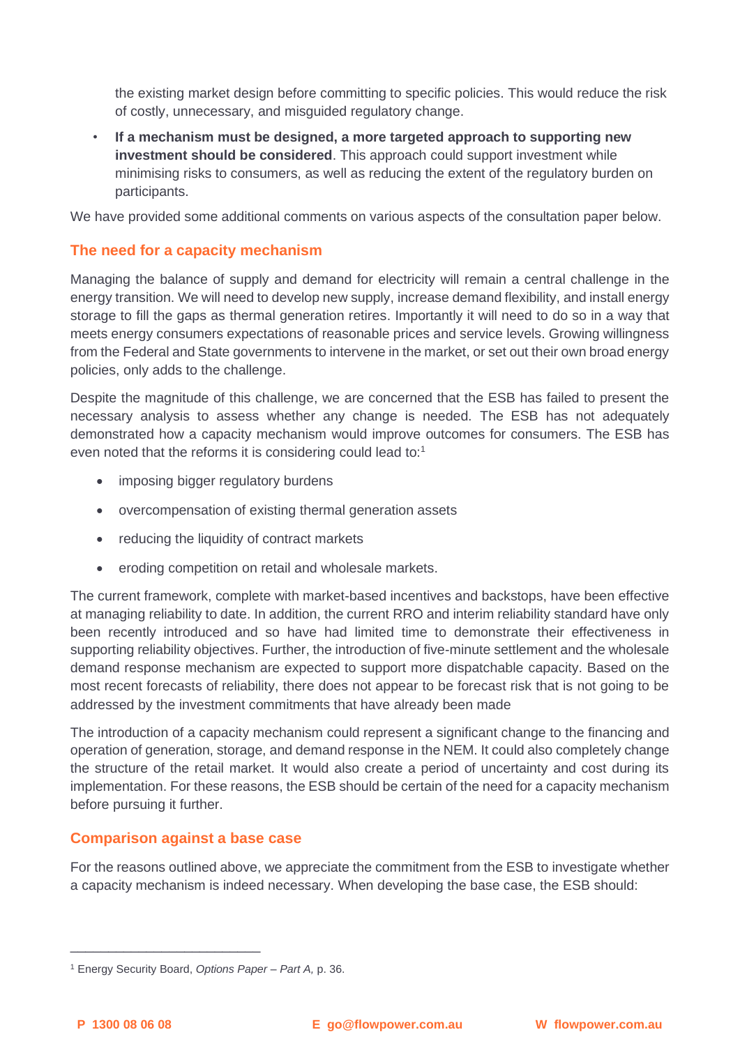the existing market design before committing to specific policies. This would reduce the risk of costly, unnecessary, and misguided regulatory change.

- **If a mechanism must be designed, a more targeted approach to supporting new investment should be considered**. This approach could support investment while minimising risks to consumers, as well as reducing the extent of the regulatory burden on participants.

We have provided some additional comments on various aspects of the consultation paper below.

## The need for a capacity mechanism

Managing the balance of supply and demand for electricity will remain a central challenge in the energy transition. We will need to develop new supply, increase demand flexibility, and install energy storage to fill the gaps as thermal generation retires. Importantly it will need to do so in a way that meets energy consumers expectations of reasonable prices and service levels. Growing willingness from the Federal and State governments to intervene in the market, or set out their own broad energy policies, only adds to the challenge.

Despite the magnitude of this challenge, we are concerned that the ESB has failed to present the necessary analysis to assess whether any change is needed. The ESB has not adequately demonstrated how a capacity mechanism would improve outcomes for consumers. The ESB has even noted that the reforms it is considering could lead to:[1]

- imposing bigger regulatory burdens
- overcompensation of existing thermal generation assets
- reducing the liquidity of contract markets
- eroding competition on retail and wholesale markets.

The current framework, complete with market-based incentives and backstops, have been effective at managing reliability to date. In addition, the current RRO and interim reliability standard have only been recently introduced and so have had limited time to demonstrate their effectiveness in supporting reliability objectives. Further, the introduction of five-minute settlement and the wholesale demand response mechanism are expected to support more dispatchable capacity. Based on the most recent forecasts of reliability, there does not appear to be forecast risk that is not going to be addressed by the investment commitments that have already been made

The introduction of a capacity mechanism could represent a significant change to the financing and operation of generation, storage, and demand response in the NEM. It could also completely change the structure of the retail market. It would also create a period of uncertainty and cost during its implementation. For these reasons, the ESB should be certain of the need for a capacity mechanism before pursuing it further.

## Comparison against a base case

For the reasons outlined above, we appreciate the commitment from the ESB to investigate whether a capacity mechanism is indeed necessary. When developing the base case, the ESB should:

---

[1] Energy Security Board, *Options Paper – Part A,* p. 36.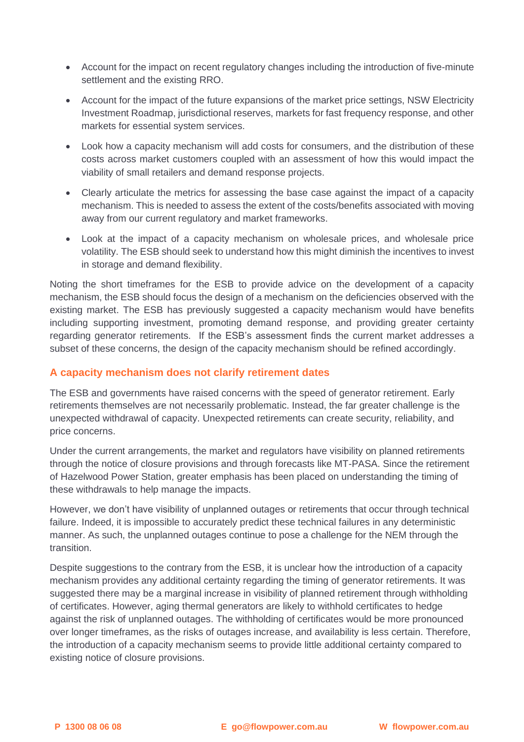- Account for the impact on recent regulatory changes including the introduction of five-minute settlement and the existing RRO.

- Account for the impact of the future expansions of the market price settings, NSW Electricity Investment Roadmap, jurisdictional reserves, markets for fast frequency response, and other markets for essential system services.

- Look how a capacity mechanism will add costs for consumers, and the distribution of these costs across market customers coupled with an assessment of how this would impact the viability of small retailers and demand response projects.

- Clearly articulate the metrics for assessing the base case against the impact of a capacity mechanism. This is needed to assess the extent of the costs/benefits associated with moving away from our current regulatory and market frameworks.

- Look at the impact of a capacity mechanism on wholesale prices, and wholesale price volatility. The ESB should seek to understand how this might diminish the incentives to invest in storage and demand flexibility.

Noting the short timeframes for the ESB to provide advice on the development of a capacity mechanism, the ESB should focus the design of a mechanism on the deficiencies observed with the existing market. The ESB has previously suggested a capacity mechanism would have benefits including supporting investment, promoting demand response, and providing greater certainty regarding generator retirements. If the ESB's assessment finds the current market addresses a subset of these concerns, the design of the capacity mechanism should be refined accordingly.

## A capacity mechanism does not clarify retirement dates

The ESB and governments have raised concerns with the speed of generator retirement. Early retirements themselves are not necessarily problematic. Instead, the far greater challenge is the unexpected withdrawal of capacity. Unexpected retirements can create security, reliability, and price concerns.

Under the current arrangements, the market and regulators have visibility on planned retirements through the notice of closure provisions and through forecasts like MT-PASA. Since the retirement of Hazelwood Power Station, greater emphasis has been placed on understanding the timing of these withdrawals to help manage the impacts.

However, we don't have visibility of unplanned outages or retirements that occur through technical failure. Indeed, it is impossible to accurately predict these technical failures in any deterministic manner. As such, the unplanned outages continue to pose a challenge for the NEM through the transition.

Despite suggestions to the contrary from the ESB, it is unclear how the introduction of a capacity mechanism provides any additional certainty regarding the timing of generator retirements. It was suggested there may be a marginal increase in visibility of planned retirement through withholding of certificates. However, aging thermal generators are likely to withhold certificates to hedge against the risk of unplanned outages. The withholding of certificates would be more pronounced over longer timeframes, as the risks of outages increase, and availability is less certain. Therefore, the introduction of a capacity mechanism seems to provide little additional certainty compared to existing notice of closure provisions.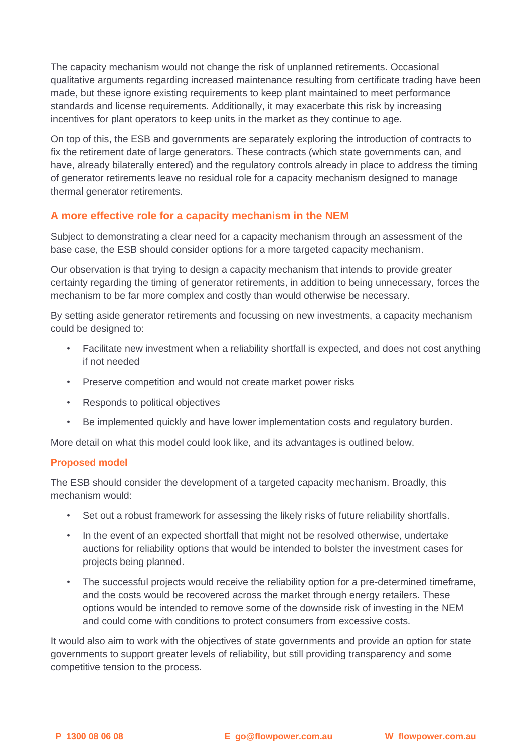The capacity mechanism would not change the risk of unplanned retirements. Occasional qualitative arguments regarding increased maintenance resulting from certificate trading have been made, but these ignore existing requirements to keep plant maintained to meet performance standards and license requirements. Additionally, it may exacerbate this risk by increasing incentives for plant operators to keep units in the market as they continue to age.

On top of this, the ESB and governments are separately exploring the introduction of contracts to fix the retirement date of large generators. These contracts (which state governments can, and have, already bilaterally entered) and the regulatory controls already in place to address the timing of generator retirements leave no residual role for a capacity mechanism designed to manage thermal generator retirements.

## A more effective role for a capacity mechanism in the NEM

Subject to demonstrating a clear need for a capacity mechanism through an assessment of the base case, the ESB should consider options for a more targeted capacity mechanism.

Our observation is that trying to design a capacity mechanism that intends to provide greater certainty regarding the timing of generator retirements, in addition to being unnecessary, forces the mechanism to be far more complex and costly than would otherwise be necessary.

By setting aside generator retirements and focussing on new investments, a capacity mechanism could be designed to:

- Facilitate new investment when a reliability shortfall is expected, and does not cost anything if not needed
- Preserve competition and would not create market power risks
- Responds to political objectives
- Be implemented quickly and have lower implementation costs and regulatory burden.

More detail on what this model could look like, and its advantages is outlined below.

### Proposed model

The ESB should consider the development of a targeted capacity mechanism. Broadly, this mechanism would:

- Set out a robust framework for assessing the likely risks of future reliability shortfalls.
- In the event of an expected shortfall that might not be resolved otherwise, undertake auctions for reliability options that would be intended to bolster the investment cases for projects being planned.
- The successful projects would receive the reliability option for a pre-determined timeframe, and the costs would be recovered across the market through energy retailers. These options would be intended to remove some of the downside risk of investing in the NEM and could come with conditions to protect consumers from excessive costs.

It would also aim to work with the objectives of state governments and provide an option for state governments to support greater levels of reliability, but still providing transparency and some competitive tension to the process.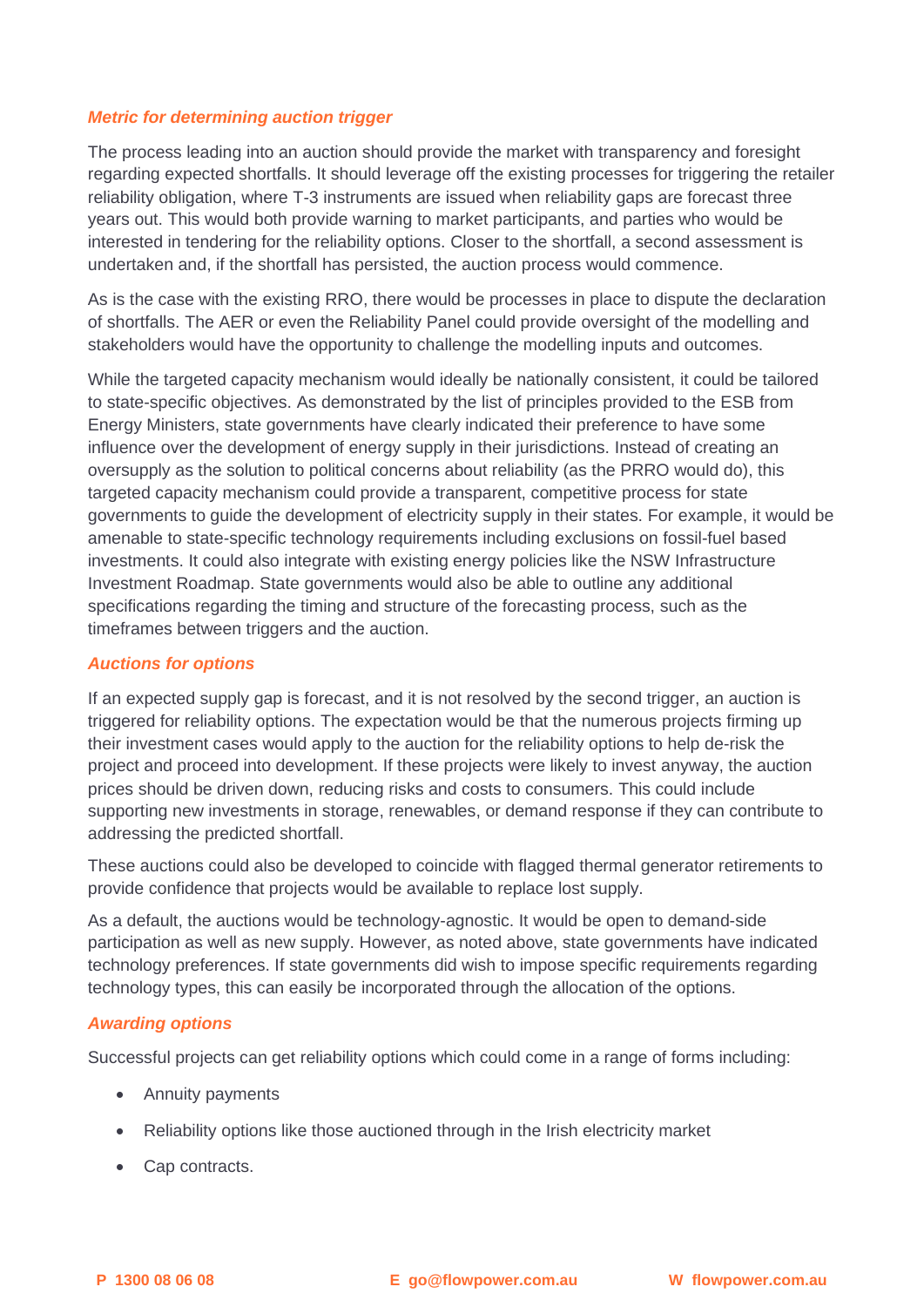### *Metric for determining auction trigger*

The process leading into an auction should provide the market with transparency and foresight regarding expected shortfalls. It should leverage off the existing processes for triggering the retailer reliability obligation, where T-3 instruments are issued when reliability gaps are forecast three years out. This would both provide warning to market participants, and parties who would be interested in tendering for the reliability options. Closer to the shortfall, a second assessment is undertaken and, if the shortfall has persisted, the auction process would commence.

As is the case with the existing RRO, there would be processes in place to dispute the declaration of shortfalls. The AER or even the Reliability Panel could provide oversight of the modelling and stakeholders would have the opportunity to challenge the modelling inputs and outcomes.

While the targeted capacity mechanism would ideally be nationally consistent, it could be tailored to state-specific objectives. As demonstrated by the list of principles provided to the ESB from Energy Ministers, state governments have clearly indicated their preference to have some influence over the development of energy supply in their jurisdictions. Instead of creating an oversupply as the solution to political concerns about reliability (as the PRRO would do), this targeted capacity mechanism could provide a transparent, competitive process for state governments to guide the development of electricity supply in their states. For example, it would be amenable to state-specific technology requirements including exclusions on fossil-fuel based investments. It could also integrate with existing energy policies like the NSW Infrastructure Investment Roadmap. State governments would also be able to outline any additional specifications regarding the timing and structure of the forecasting process, such as the timeframes between triggers and the auction.

### *Auctions for options*

If an expected supply gap is forecast, and it is not resolved by the second trigger, an auction is triggered for reliability options. The expectation would be that the numerous projects firming up their investment cases would apply to the auction for the reliability options to help de-risk the project and proceed into development. If these projects were likely to invest anyway, the auction prices should be driven down, reducing risks and costs to consumers. This could include supporting new investments in storage, renewables, or demand response if they can contribute to addressing the predicted shortfall.

These auctions could also be developed to coincide with flagged thermal generator retirements to provide confidence that projects would be available to replace lost supply.

As a default, the auctions would be technology-agnostic. It would be open to demand-side participation as well as new supply. However, as noted above, state governments have indicated technology preferences. If state governments did wish to impose specific requirements regarding technology types, this can easily be incorporated through the allocation of the options.

### *Awarding options*

Successful projects can get reliability options which could come in a range of forms including:

- Annuity payments
- Reliability options like those auctioned through in the Irish electricity market
- Cap contracts.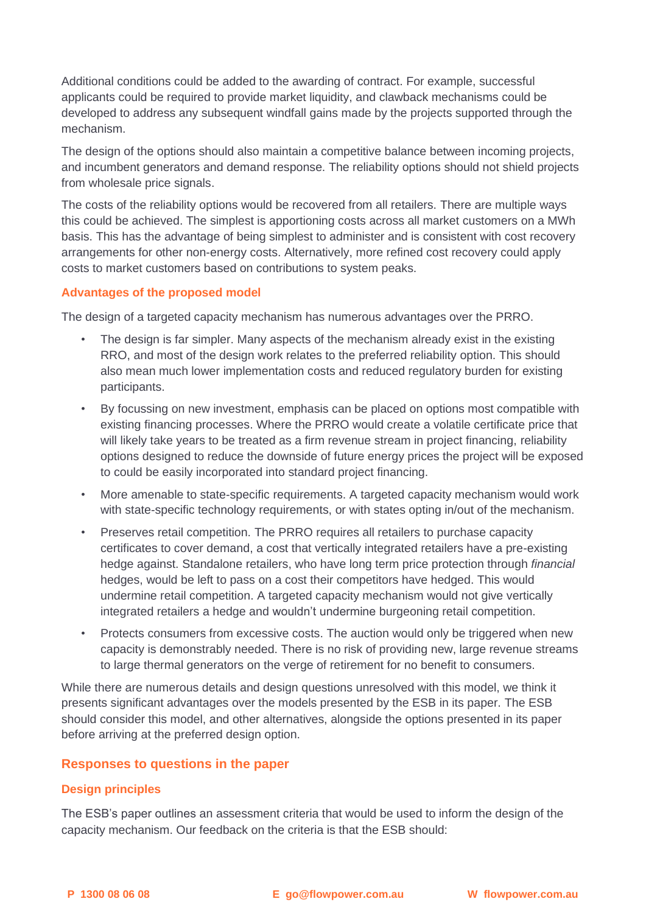Additional conditions could be added to the awarding of contract. For example, successful applicants could be required to provide market liquidity, and clawback mechanisms could be developed to address any subsequent windfall gains made by the projects supported through the mechanism.

The design of the options should also maintain a competitive balance between incoming projects, and incumbent generators and demand response. The reliability options should not shield projects from wholesale price signals.

The costs of the reliability options would be recovered from all retailers. There are multiple ways this could be achieved. The simplest is apportioning costs across all market customers on a MWh basis. This has the advantage of being simplest to administer and is consistent with cost recovery arrangements for other non-energy costs. Alternatively, more refined cost recovery could apply costs to market customers based on contributions to system peaks.

### Advantages of the proposed model

The design of a targeted capacity mechanism has numerous advantages over the PRRO.

- The design is far simpler. Many aspects of the mechanism already exist in the existing RRO, and most of the design work relates to the preferred reliability option. This should also mean much lower implementation costs and reduced regulatory burden for existing participants.
- By focussing on new investment, emphasis can be placed on options most compatible with existing financing processes. Where the PRRO would create a volatile certificate price that will likely take years to be treated as a firm revenue stream in project financing, reliability options designed to reduce the downside of future energy prices the project will be exposed to could be easily incorporated into standard project financing.
- More amenable to state-specific requirements. A targeted capacity mechanism would work with state-specific technology requirements, or with states opting in/out of the mechanism.
- Preserves retail competition. The PRRO requires all retailers to purchase capacity certificates to cover demand, a cost that vertically integrated retailers have a pre-existing hedge against. Standalone retailers, who have long term price protection through *financial* hedges, would be left to pass on a cost their competitors have hedged. This would undermine retail competition. A targeted capacity mechanism would not give vertically integrated retailers a hedge and wouldn't undermine burgeoning retail competition.
- Protects consumers from excessive costs. The auction would only be triggered when new capacity is demonstrably needed. There is no risk of providing new, large revenue streams to large thermal generators on the verge of retirement for no benefit to consumers.

While there are numerous details and design questions unresolved with this model, we think it presents significant advantages over the models presented by the ESB in its paper. The ESB should consider this model, and other alternatives, alongside the options presented in its paper before arriving at the preferred design option.

## Responses to questions in the paper

### Design principles

The ESB's paper outlines an assessment criteria that would be used to inform the design of the capacity mechanism. Our feedback on the criteria is that the ESB should: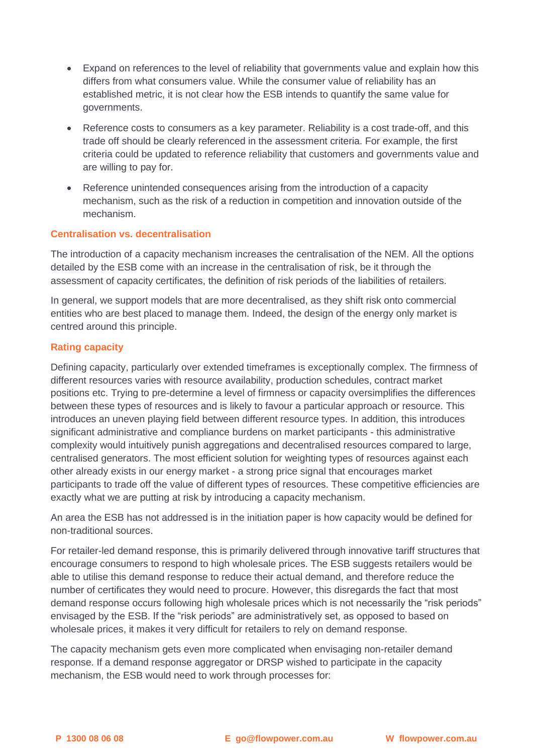- Expand on references to the level of reliability that governments value and explain how this differs from what consumers value. While the consumer value of reliability has an established metric, it is not clear how the ESB intends to quantify the same value for governments.
- Reference costs to consumers as a key parameter. Reliability is a cost trade-off, and this trade off should be clearly referenced in the assessment criteria. For example, the first criteria could be updated to reference reliability that customers and governments value and are willing to pay for.
- Reference unintended consequences arising from the introduction of a capacity mechanism, such as the risk of a reduction in competition and innovation outside of the mechanism.

### Centralisation vs. decentralisation

The introduction of a capacity mechanism increases the centralisation of the NEM. All the options detailed by the ESB come with an increase in the centralisation of risk, be it through the assessment of capacity certificates, the definition of risk periods of the liabilities of retailers.

In general, we support models that are more decentralised, as they shift risk onto commercial entities who are best placed to manage them. Indeed, the design of the energy only market is centred around this principle.

### Rating capacity

Defining capacity, particularly over extended timeframes is exceptionally complex. The firmness of different resources varies with resource availability, production schedules, contract market positions etc. Trying to pre-determine a level of firmness or capacity oversimplifies the differences between these types of resources and is likely to favour a particular approach or resource. This introduces an uneven playing field between different resource types. In addition, this introduces significant administrative and compliance burdens on market participants - this administrative complexity would intuitively punish aggregations and decentralised resources compared to large, centralised generators. The most efficient solution for weighting types of resources against each other already exists in our energy market - a strong price signal that encourages market participants to trade off the value of different types of resources. These competitive efficiencies are exactly what we are putting at risk by introducing a capacity mechanism.

An area the ESB has not addressed is in the initiation paper is how capacity would be defined for non-traditional sources.

For retailer-led demand response, this is primarily delivered through innovative tariff structures that encourage consumers to respond to high wholesale prices. The ESB suggests retailers would be able to utilise this demand response to reduce their actual demand, and therefore reduce the number of certificates they would need to procure. However, this disregards the fact that most demand response occurs following high wholesale prices which is not necessarily the "risk periods" envisaged by the ESB. If the "risk periods" are administratively set, as opposed to based on wholesale prices, it makes it very difficult for retailers to rely on demand response.

The capacity mechanism gets even more complicated when envisaging non-retailer demand response. If a demand response aggregator or DRSP wished to participate in the capacity mechanism, the ESB would need to work through processes for: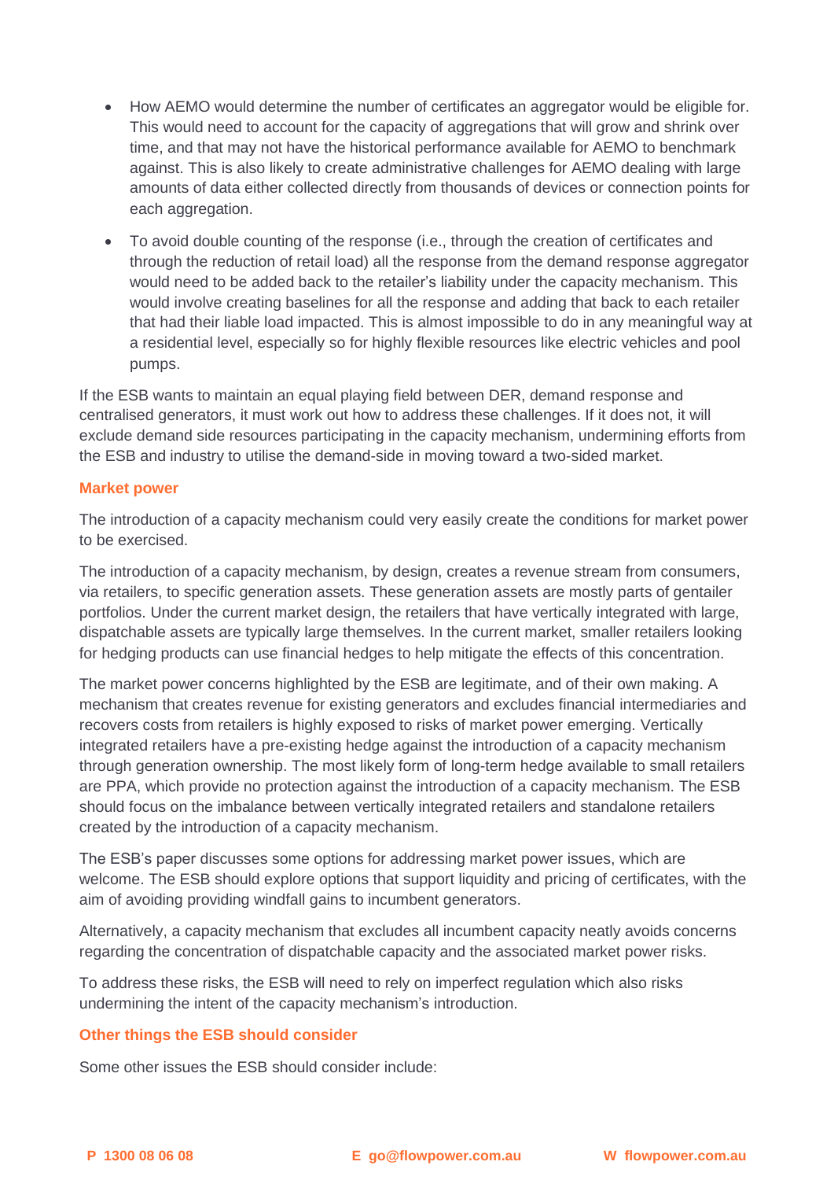- How AEMO would determine the number of certificates an aggregator would be eligible for. This would need to account for the capacity of aggregations that will grow and shrink over time, and that may not have the historical performance available for AEMO to benchmark against. This is also likely to create administrative challenges for AEMO dealing with large amounts of data either collected directly from thousands of devices or connection points for each aggregation.
- To avoid double counting of the response (i.e., through the creation of certificates and through the reduction of retail load) all the response from the demand response aggregator would need to be added back to the retailer's liability under the capacity mechanism. This would involve creating baselines for all the response and adding that back to each retailer that had their liable load impacted. This is almost impossible to do in any meaningful way at a residential level, especially so for highly flexible resources like electric vehicles and pool pumps.

If the ESB wants to maintain an equal playing field between DER, demand response and centralised generators, it must work out how to address these challenges. If it does not, it will exclude demand side resources participating in the capacity mechanism, undermining efforts from the ESB and industry to utilise the demand-side in moving toward a two-sided market.

### Market power

The introduction of a capacity mechanism could very easily create the conditions for market power to be exercised.

The introduction of a capacity mechanism, by design, creates a revenue stream from consumers, via retailers, to specific generation assets. These generation assets are mostly parts of gentailer portfolios. Under the current market design, the retailers that have vertically integrated with large, dispatchable assets are typically large themselves. In the current market, smaller retailers looking for hedging products can use financial hedges to help mitigate the effects of this concentration.

The market power concerns highlighted by the ESB are legitimate, and of their own making. A mechanism that creates revenue for existing generators and excludes financial intermediaries and recovers costs from retailers is highly exposed to risks of market power emerging. Vertically integrated retailers have a pre-existing hedge against the introduction of a capacity mechanism through generation ownership. The most likely form of long-term hedge available to small retailers are PPA, which provide no protection against the introduction of a capacity mechanism. The ESB should focus on the imbalance between vertically integrated retailers and standalone retailers created by the introduction of a capacity mechanism.

The ESB's paper discusses some options for addressing market power issues, which are welcome. The ESB should explore options that support liquidity and pricing of certificates, with the aim of avoiding providing windfall gains to incumbent generators.

Alternatively, a capacity mechanism that excludes all incumbent capacity neatly avoids concerns regarding the concentration of dispatchable capacity and the associated market power risks.

To address these risks, the ESB will need to rely on imperfect regulation which also risks undermining the intent of the capacity mechanism's introduction.

### Other things the ESB should consider

Some other issues the ESB should consider include: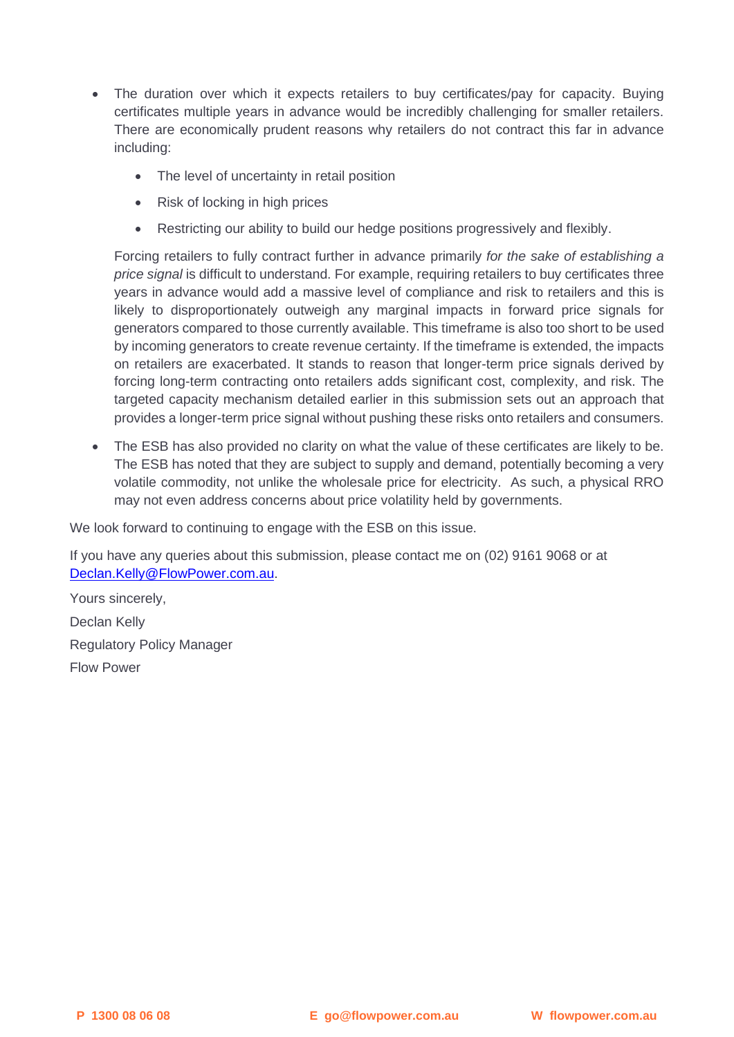- The duration over which it expects retailers to buy certificates/pay for capacity. Buying certificates multiple years in advance would be incredibly challenging for smaller retailers. There are economically prudent reasons why retailers do not contract this far in advance including:

    - The level of uncertainty in retail position
    - Risk of locking in high prices
    - Restricting our ability to build our hedge positions progressively and flexibly.

  Forcing retailers to fully contract further in advance primarily *for the sake of establishing a price signal* is difficult to understand. For example, requiring retailers to buy certificates three years in advance would add a massive level of compliance and risk to retailers and this is likely to disproportionately outweigh any marginal impacts in forward price signals for generators compared to those currently available. This timeframe is also too short to be used by incoming generators to create revenue certainty. If the timeframe is extended, the impacts on retailers are exacerbated. It stands to reason that longer-term price signals derived by forcing long-term contracting onto retailers adds significant cost, complexity, and risk. The targeted capacity mechanism detailed earlier in this submission sets out an approach that provides a longer-term price signal without pushing these risks onto retailers and consumers.

- The ESB has also provided no clarity on what the value of these certificates are likely to be. The ESB has noted that they are subject to supply and demand, potentially becoming a very volatile commodity, not unlike the wholesale price for electricity. As such, a physical RRO may not even address concerns about price volatility held by governments.

We look forward to continuing to engage with the ESB on this issue.

If you have any queries about this submission, please contact me on (02) 9161 9068 or at [Declan.Kelly@FlowPower.com.au](mailto:Declan.Kelly@FlowPower.com.au).

Yours sincerely,

Declan Kelly

Regulatory Policy Manager

Flow Power